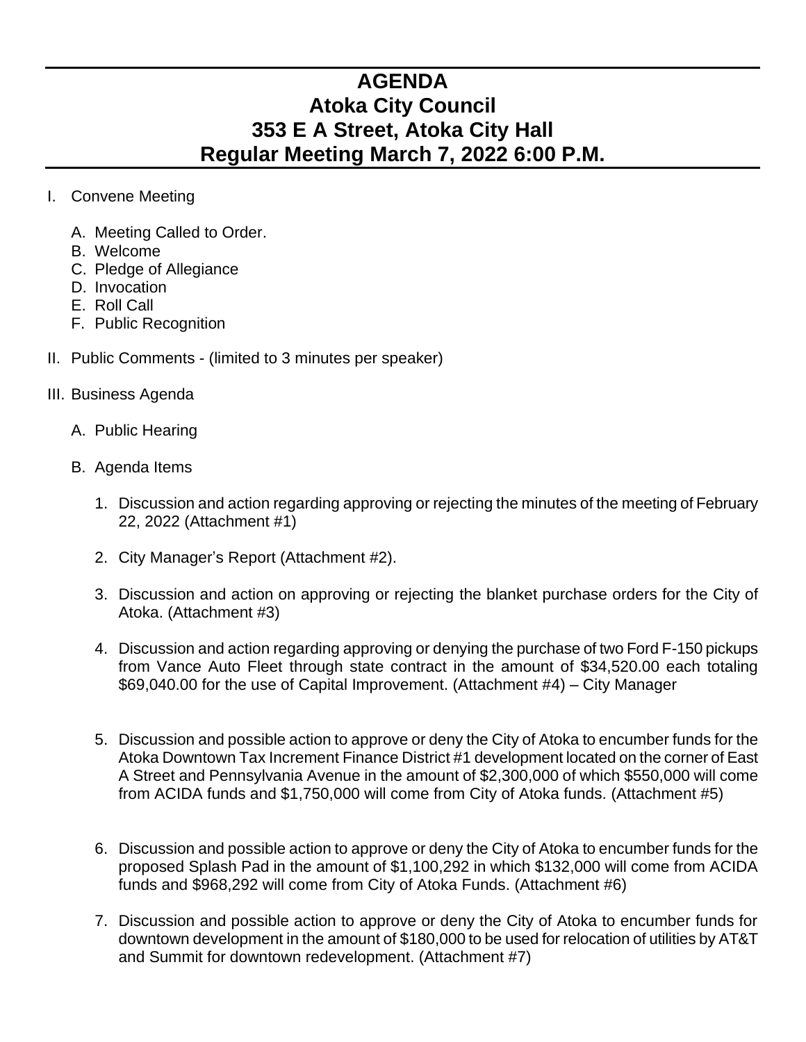# AGENDA
# Atoka City Council
# 353 E A Street, Atoka City Hall
# Regular Meeting March 7, 2022 6:00 P.M.

I. Convene Meeting

   A. Meeting Called to Order.
   B. Welcome
   C. Pledge of Allegiance
   D. Invocation
   E. Roll Call
   F. Public Recognition

II. Public Comments - (limited to 3 minutes per speaker)

III. Business Agenda

   A. Public Hearing

   B. Agenda Items

      1. Discussion and action regarding approving or rejecting the minutes of the meeting of February 22, 2022 (Attachment #1)

      2. City Manager's Report (Attachment #2).

      3. Discussion and action on approving or rejecting the blanket purchase orders for the City of Atoka. (Attachment #3)

      4. Discussion and action regarding approving or denying the purchase of two Ford F-150 pickups from Vance Auto Fleet through state contract in the amount of $34,520.00 each totaling $69,040.00 for the use of Capital Improvement. (Attachment #4) – City Manager

      5. Discussion and possible action to approve or deny the City of Atoka to encumber funds for the Atoka Downtown Tax Increment Finance District #1 development located on the corner of East A Street and Pennsylvania Avenue in the amount of $2,300,000 of which $550,000 will come from ACIDA funds and $1,750,000 will come from City of Atoka funds. (Attachment #5)

      6. Discussion and possible action to approve or deny the City of Atoka to encumber funds for the proposed Splash Pad in the amount of $1,100,292 in which $132,000 will come from ACIDA funds and $968,292 will come from City of Atoka Funds. (Attachment #6)

      7. Discussion and possible action to approve or deny the City of Atoka to encumber funds for downtown development in the amount of $180,000 to be used for relocation of utilities by AT&T and Summit for downtown redevelopment. (Attachment #7)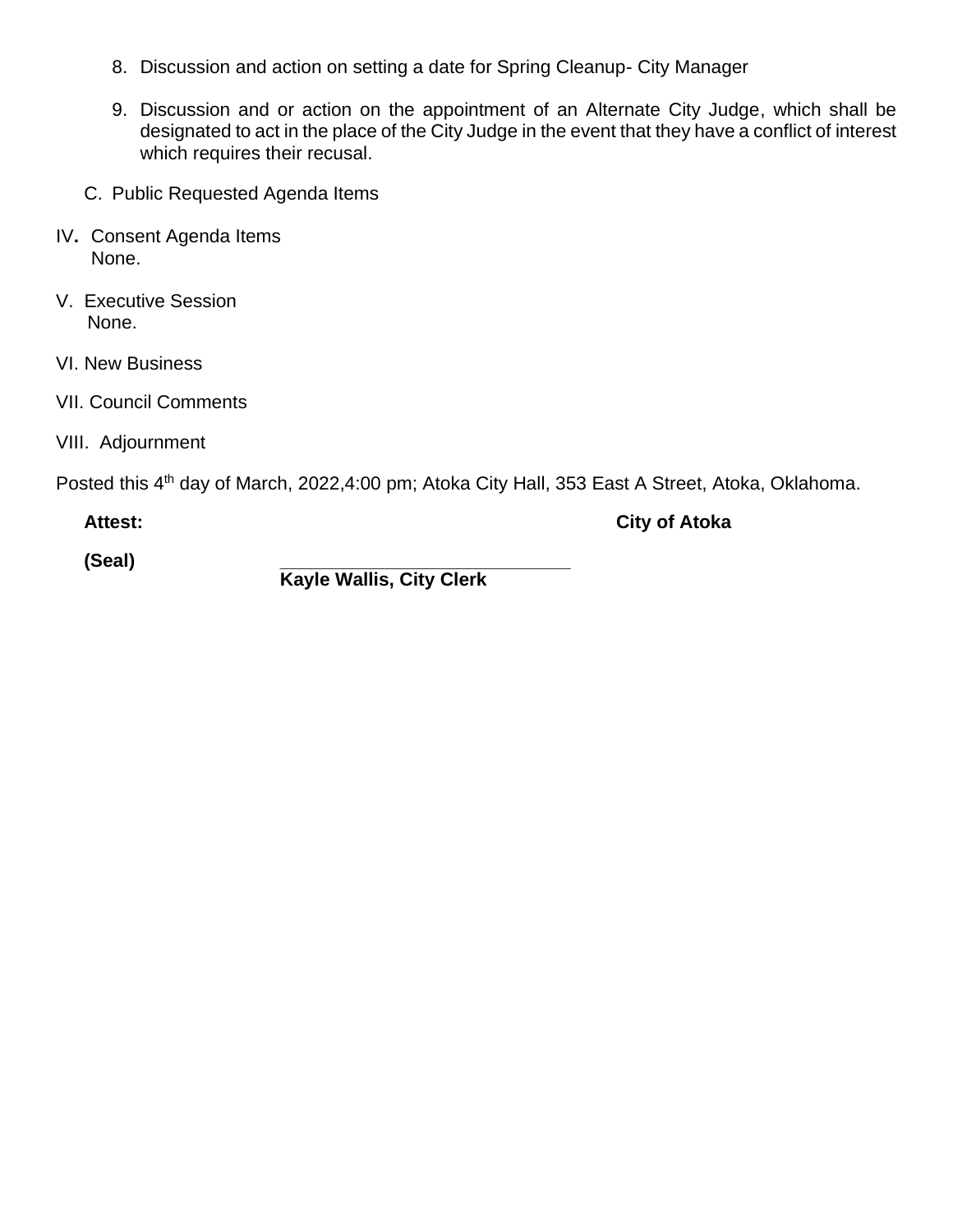8. Discussion and action on setting a date for Spring Cleanup- City Manager

9. Discussion and or action on the appointment of an Alternate City Judge, which shall be designated to act in the place of the City Judge in the event that they have a conflict of interest which requires their recusal.

C. Public Requested Agenda Items

IV. Consent Agenda Items
None.

V. Executive Session
None.

VI. New Business

VII. Council Comments

VIII. Adjournment

Posted this 4th day of March, 2022,4:00 pm; Atoka City Hall, 353 East A Street, Atoka, Oklahoma.

**Attest:** **City of Atoka**

**(Seal)** ______________________________
**Kayle Wallis, City Clerk**